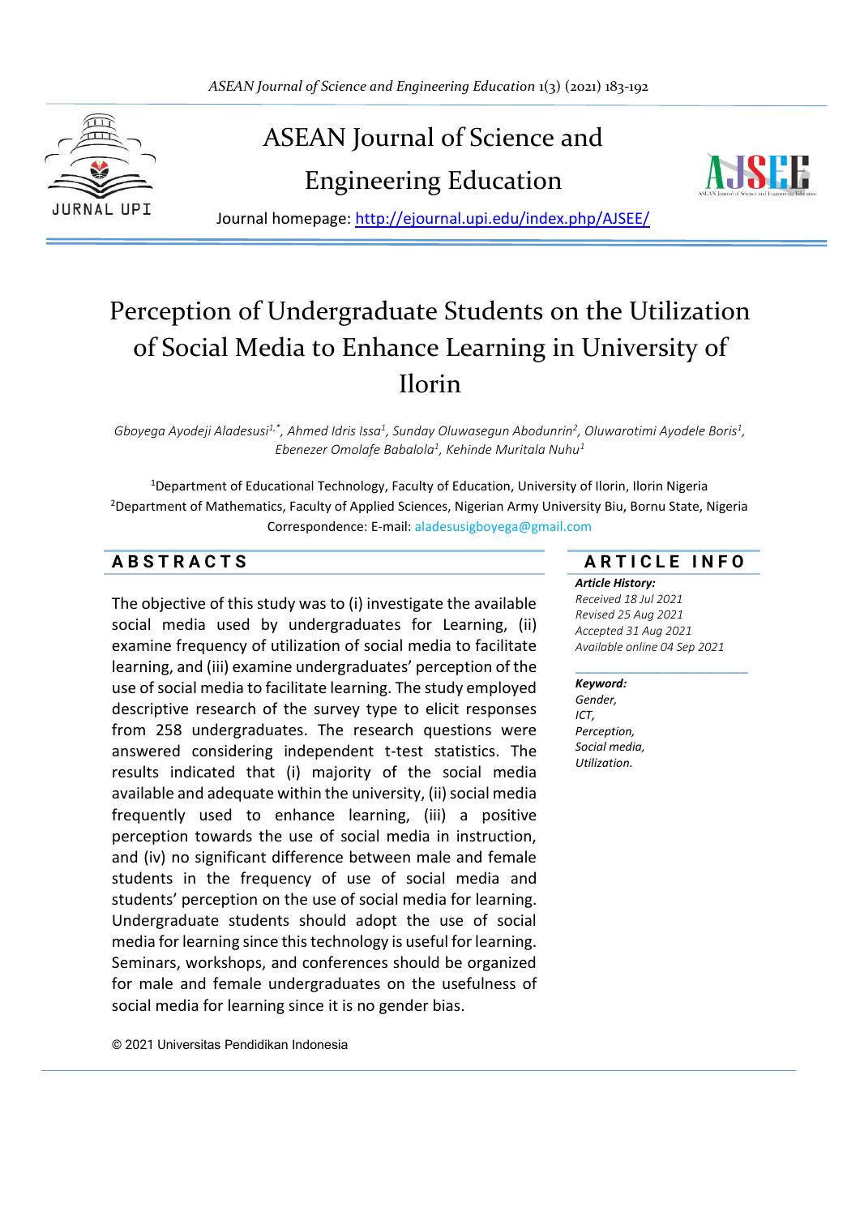# ASEAN Journal of Science and Engineering Education

Journal homepage: http://ejournal.upi.edu/index.php/AJSEE/

# Perception of Undergraduate Students on the Utilization of Social Media to Enhance Learning in University of Ilorin

*Gboyega Ayodeji Aladesusi[1,*], Ahmed Idris Issa[1], Sunday Oluwasegun Abodunrin[2], Oluwarotimi Ayodele Boris[1], Ebenezer Omolafe Babalola[1], Kehinde Muritala Nuhu[1]*

[1]Department of Educational Technology, Faculty of Education, University of Ilorin, Ilorin Nigeria

[2]Department of Mathematics, Faculty of Applied Sciences, Nigerian Army University Biu, Bornu State, Nigeria

Correspondence: E-mail: aladesusigboyega@gmail.com

## ABSTRACTS

The objective of this study was to (i) investigate the available social media used by undergraduates for Learning, (ii) examine frequency of utilization of social media to facilitate learning, and (iii) examine undergraduates' perception of the use of social media to facilitate learning. The study employed descriptive research of the survey type to elicit responses from 258 undergraduates. The research questions were answered considering independent t-test statistics. The results indicated that (i) majority of the social media available and adequate within the university, (ii) social media frequently used to enhance learning, (iii) a positive perception towards the use of social media in instruction, and (iv) no significant difference between male and female students in the frequency of use of social media and students' perception on the use of social media for learning. Undergraduate students should adopt the use of social media for learning since this technology is useful for learning. Seminars, workshops, and conferences should be organized for male and female undergraduates on the usefulness of social media for learning since it is no gender bias.

## ARTICLE INFO

***Article History:***

*Received 18 Jul 2021*
*Revised 25 Aug 2021*
*Accepted 31 Aug 2021*
*Available online 04 Sep 2021*

***Keyword:***

*Gender,*
*ICT,*
*Perception,*
*Social media,*
*Utilization.*

© 2021 Universitas Pendidikan Indonesia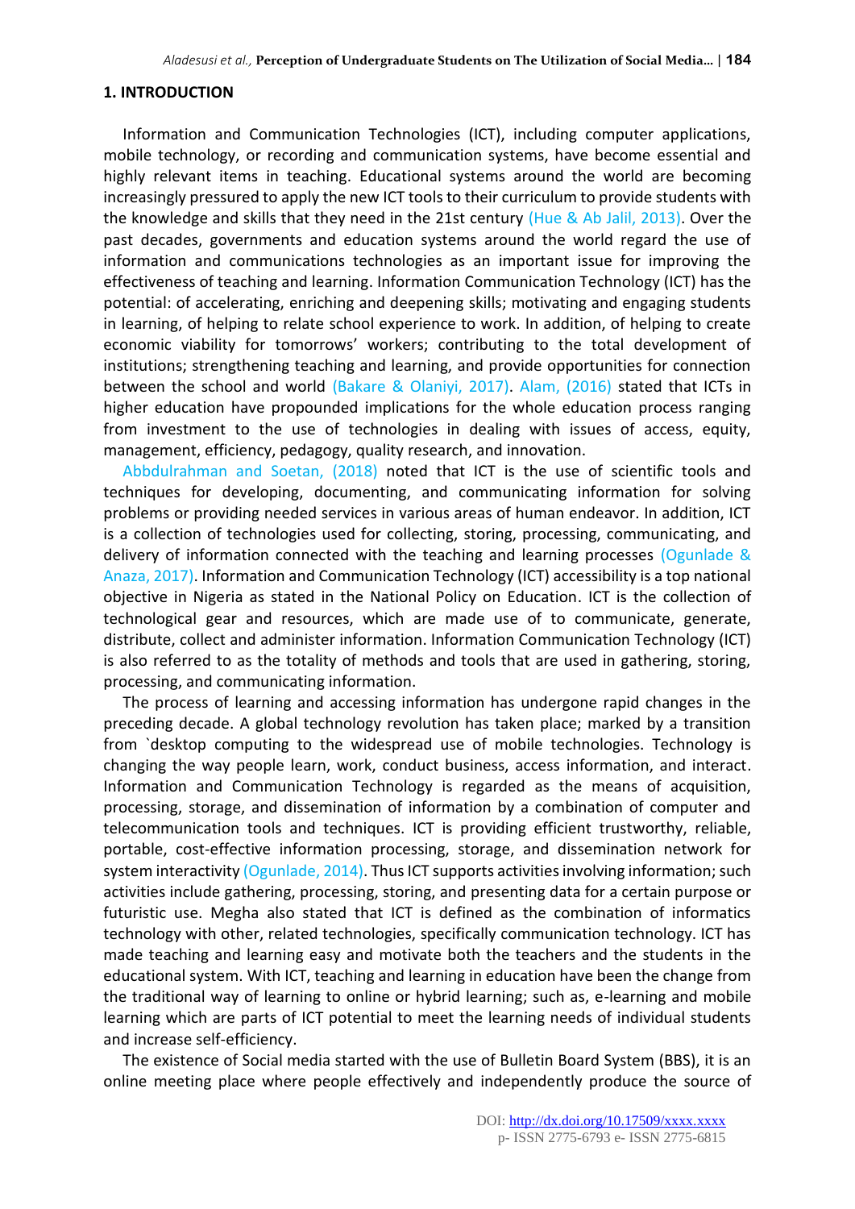## 1. INTRODUCTION

Information and Communication Technologies (ICT), including computer applications, mobile technology, or recording and communication systems, have become essential and highly relevant items in teaching. Educational systems around the world are becoming increasingly pressured to apply the new ICT tools to their curriculum to provide students with the knowledge and skills that they need in the 21st century (Hue & Ab Jalil, 2013). Over the past decades, governments and education systems around the world regard the use of information and communications technologies as an important issue for improving the effectiveness of teaching and learning. Information Communication Technology (ICT) has the potential: of accelerating, enriching and deepening skills; motivating and engaging students in learning, of helping to relate school experience to work. In addition, of helping to create economic viability for tomorrows' workers; contributing to the total development of institutions; strengthening teaching and learning, and provide opportunities for connection between the school and world (Bakare & Olaniyi, 2017). Alam, (2016) stated that ICTs in higher education have propounded implications for the whole education process ranging from investment to the use of technologies in dealing with issues of access, equity, management, efficiency, pedagogy, quality research, and innovation.

Abbdulrahman and Soetan, (2018) noted that ICT is the use of scientific tools and techniques for developing, documenting, and communicating information for solving problems or providing needed services in various areas of human endeavor. In addition, ICT is a collection of technologies used for collecting, storing, processing, communicating, and delivery of information connected with the teaching and learning processes (Ogunlade & Anaza, 2017). Information and Communication Technology (ICT) accessibility is a top national objective in Nigeria as stated in the National Policy on Education. ICT is the collection of technological gear and resources, which are made use of to communicate, generate, distribute, collect and administer information. Information Communication Technology (ICT) is also referred to as the totality of methods and tools that are used in gathering, storing, processing, and communicating information.

The process of learning and accessing information has undergone rapid changes in the preceding decade. A global technology revolution has taken place; marked by a transition from `desktop computing to the widespread use of mobile technologies. Technology is changing the way people learn, work, conduct business, access information, and interact. Information and Communication Technology is regarded as the means of acquisition, processing, storage, and dissemination of information by a combination of computer and telecommunication tools and techniques. ICT is providing efficient trustworthy, reliable, portable, cost-effective information processing, storage, and dissemination network for system interactivity (Ogunlade, 2014). Thus ICT supports activities involving information; such activities include gathering, processing, storing, and presenting data for a certain purpose or futuristic use. Megha also stated that ICT is defined as the combination of informatics technology with other, related technologies, specifically communication technology. ICT has made teaching and learning easy and motivate both the teachers and the students in the educational system. With ICT, teaching and learning in education have been the change from the traditional way of learning to online or hybrid learning; such as, e-learning and mobile learning which are parts of ICT potential to meet the learning needs of individual students and increase self-efficiency.

The existence of Social media started with the use of Bulletin Board System (BBS), it is an online meeting place where people effectively and independently produce the source of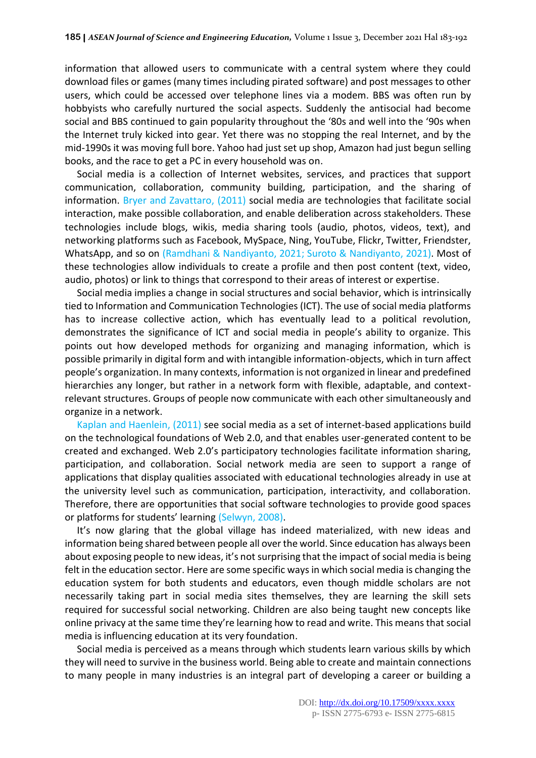information that allowed users to communicate with a central system where they could download files or games (many times including pirated software) and post messages to other users, which could be accessed over telephone lines via a modem. BBS was often run by hobbyists who carefully nurtured the social aspects. Suddenly the antisocial had become social and BBS continued to gain popularity throughout the '80s and well into the '90s when the Internet truly kicked into gear. Yet there was no stopping the real Internet, and by the mid-1990s it was moving full bore. Yahoo had just set up shop, Amazon had just begun selling books, and the race to get a PC in every household was on.

Social media is a collection of Internet websites, services, and practices that support communication, collaboration, community building, participation, and the sharing of information. Bryer and Zavattaro, (2011) social media are technologies that facilitate social interaction, make possible collaboration, and enable deliberation across stakeholders. These technologies include blogs, wikis, media sharing tools (audio, photos, videos, text), and networking platforms such as Facebook, MySpace, Ning, YouTube, Flickr, Twitter, Friendster, WhatsApp, and so on (Ramdhani & Nandiyanto, 2021; Suroto & Nandiyanto, 2021). Most of these technologies allow individuals to create a profile and then post content (text, video, audio, photos) or link to things that correspond to their areas of interest or expertise.

Social media implies a change in social structures and social behavior, which is intrinsically tied to Information and Communication Technologies (ICT). The use of social media platforms has to increase collective action, which has eventually lead to a political revolution, demonstrates the significance of ICT and social media in people's ability to organize. This points out how developed methods for organizing and managing information, which is possible primarily in digital form and with intangible information-objects, which in turn affect people's organization. In many contexts, information is not organized in linear and predefined hierarchies any longer, but rather in a network form with flexible, adaptable, and context-relevant structures. Groups of people now communicate with each other simultaneously and organize in a network.

Kaplan and Haenlein, (2011) see social media as a set of internet-based applications build on the technological foundations of Web 2.0, and that enables user-generated content to be created and exchanged. Web 2.0's participatory technologies facilitate information sharing, participation, and collaboration. Social network media are seen to support a range of applications that display qualities associated with educational technologies already in use at the university level such as communication, participation, interactivity, and collaboration. Therefore, there are opportunities that social software technologies to provide good spaces or platforms for students' learning (Selwyn, 2008).

It's now glaring that the global village has indeed materialized, with new ideas and information being shared between people all over the world. Since education has always been about exposing people to new ideas, it's not surprising that the impact of social media is being felt in the education sector. Here are some specific ways in which social media is changing the education system for both students and educators, even though middle scholars are not necessarily taking part in social media sites themselves, they are learning the skill sets required for successful social networking. Children are also being taught new concepts like online privacy at the same time they're learning how to read and write. This means that social media is influencing education at its very foundation.

Social media is perceived as a means through which students learn various skills by which they will need to survive in the business world. Being able to create and maintain connections to many people in many industries is an integral part of developing a career or building a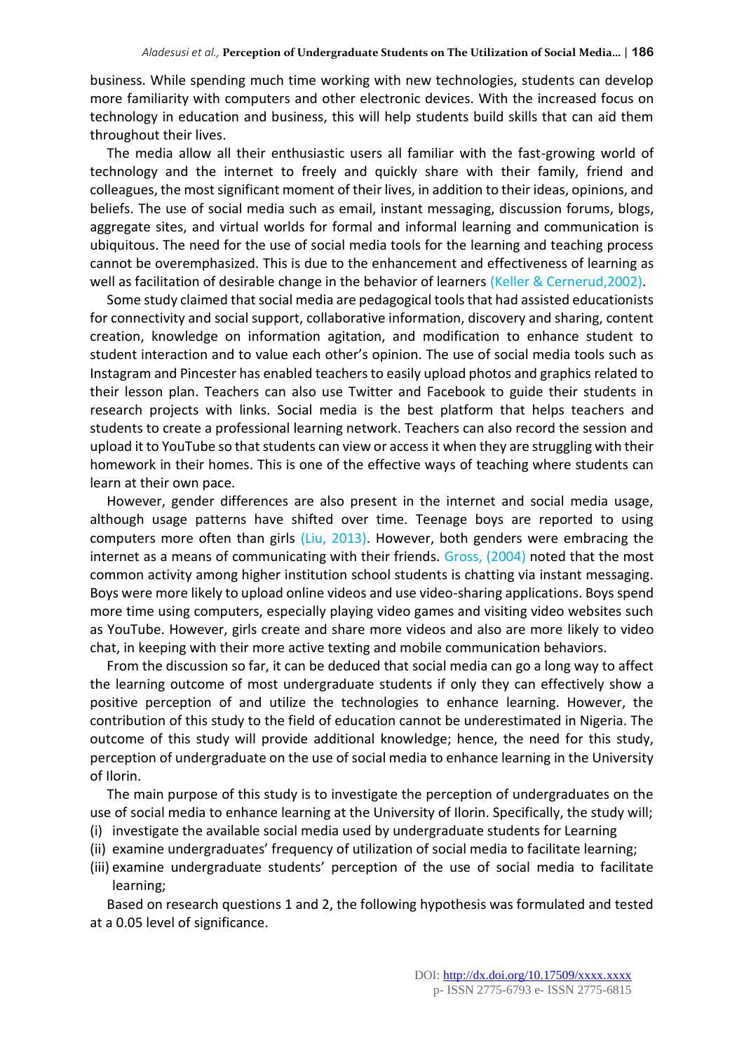business. While spending much time working with new technologies, students can develop more familiarity with computers and other electronic devices. With the increased focus on technology in education and business, this will help students build skills that can aid them throughout their lives.

The media allow all their enthusiastic users all familiar with the fast-growing world of technology and the internet to freely and quickly share with their family, friend and colleagues, the most significant moment of their lives, in addition to their ideas, opinions, and beliefs. The use of social media such as email, instant messaging, discussion forums, blogs, aggregate sites, and virtual worlds for formal and informal learning and communication is ubiquitous. The need for the use of social media tools for the learning and teaching process cannot be overemphasized. This is due to the enhancement and effectiveness of learning as well as facilitation of desirable change in the behavior of learners (Keller & Cernerud,2002).

Some study claimed that social media are pedagogical tools that had assisted educationists for connectivity and social support, collaborative information, discovery and sharing, content creation, knowledge on information agitation, and modification to enhance student to student interaction and to value each other's opinion. The use of social media tools such as Instagram and Pincester has enabled teachers to easily upload photos and graphics related to their lesson plan. Teachers can also use Twitter and Facebook to guide their students in research projects with links. Social media is the best platform that helps teachers and students to create a professional learning network. Teachers can also record the session and upload it to YouTube so that students can view or access it when they are struggling with their homework in their homes. This is one of the effective ways of teaching where students can learn at their own pace.

However, gender differences are also present in the internet and social media usage, although usage patterns have shifted over time. Teenage boys are reported to using computers more often than girls (Liu, 2013). However, both genders were embracing the internet as a means of communicating with their friends. Gross, (2004) noted that the most common activity among higher institution school students is chatting via instant messaging. Boys were more likely to upload online videos and use video-sharing applications. Boys spend more time using computers, especially playing video games and visiting video websites such as YouTube. However, girls create and share more videos and also are more likely to video chat, in keeping with their more active texting and mobile communication behaviors.

From the discussion so far, it can be deduced that social media can go a long way to affect the learning outcome of most undergraduate students if only they can effectively show a positive perception of and utilize the technologies to enhance learning. However, the contribution of this study to the field of education cannot be underestimated in Nigeria. The outcome of this study will provide additional knowledge; hence, the need for this study, perception of undergraduate on the use of social media to enhance learning in the University of Ilorin.

The main purpose of this study is to investigate the perception of undergraduates on the use of social media to enhance learning at the University of Ilorin. Specifically, the study will;

(i) investigate the available social media used by undergraduate students for Learning
(ii) examine undergraduates' frequency of utilization of social media to facilitate learning;
(iii) examine undergraduate students' perception of the use of social media to facilitate learning;

Based on research questions 1 and 2, the following hypothesis was formulated and tested at a 0.05 level of significance.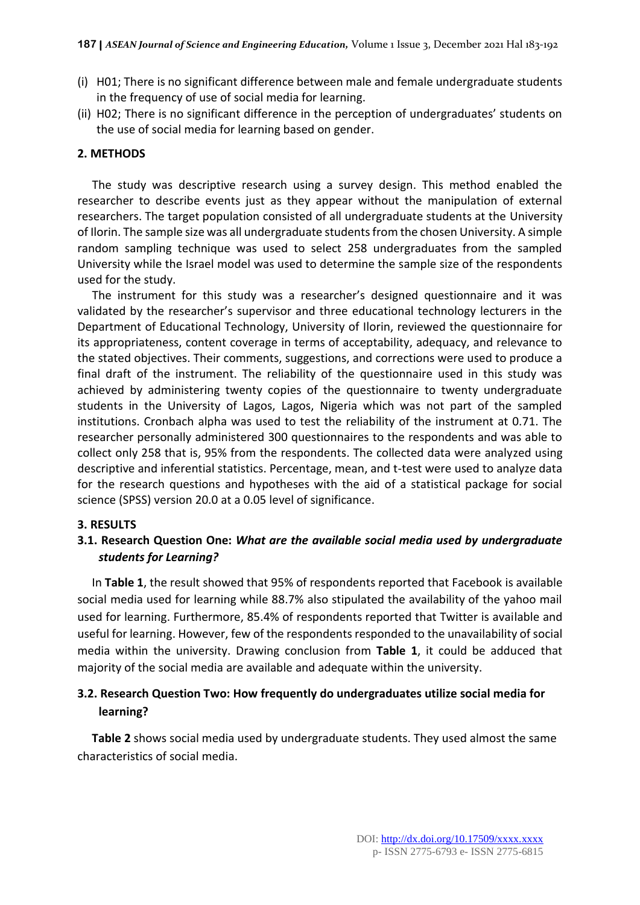(i) H01; There is no significant difference between male and female undergraduate students in the frequency of use of social media for learning.
(ii) H02; There is no significant difference in the perception of undergraduates' students on the use of social media for learning based on gender.

## 2. METHODS

The study was descriptive research using a survey design. This method enabled the researcher to describe events just as they appear without the manipulation of external researchers. The target population consisted of all undergraduate students at the University of Ilorin. The sample size was all undergraduate students from the chosen University. A simple random sampling technique was used to select 258 undergraduates from the sampled University while the Israel model was used to determine the sample size of the respondents used for the study.

The instrument for this study was a researcher's designed questionnaire and it was validated by the researcher's supervisor and three educational technology lecturers in the Department of Educational Technology, University of Ilorin, reviewed the questionnaire for its appropriateness, content coverage in terms of acceptability, adequacy, and relevance to the stated objectives. Their comments, suggestions, and corrections were used to produce a final draft of the instrument. The reliability of the questionnaire used in this study was achieved by administering twenty copies of the questionnaire to twenty undergraduate students in the University of Lagos, Lagos, Nigeria which was not part of the sampled institutions. Cronbach alpha was used to test the reliability of the instrument at 0.71. The researcher personally administered 300 questionnaires to the respondents and was able to collect only 258 that is, 95% from the respondents. The collected data were analyzed using descriptive and inferential statistics. Percentage, mean, and t-test were used to analyze data for the research questions and hypotheses with the aid of a statistical package for social science (SPSS) version 20.0 at a 0.05 level of significance.

## 3. RESULTS

### 3.1. Research Question One: *What are the available social media used by undergraduate students for Learning?*

In **Table 1**, the result showed that 95% of respondents reported that Facebook is available social media used for learning while 88.7% also stipulated the availability of the yahoo mail used for learning. Furthermore, 85.4% of respondents reported that Twitter is available and useful for learning. However, few of the respondents responded to the unavailability of social media within the university. Drawing conclusion from **Table 1**, it could be adduced that majority of the social media are available and adequate within the university.

### 3.2. Research Question Two: How frequently do undergraduates utilize social media for learning?

**Table 2** shows social media used by undergraduate students. They used almost the same characteristics of social media.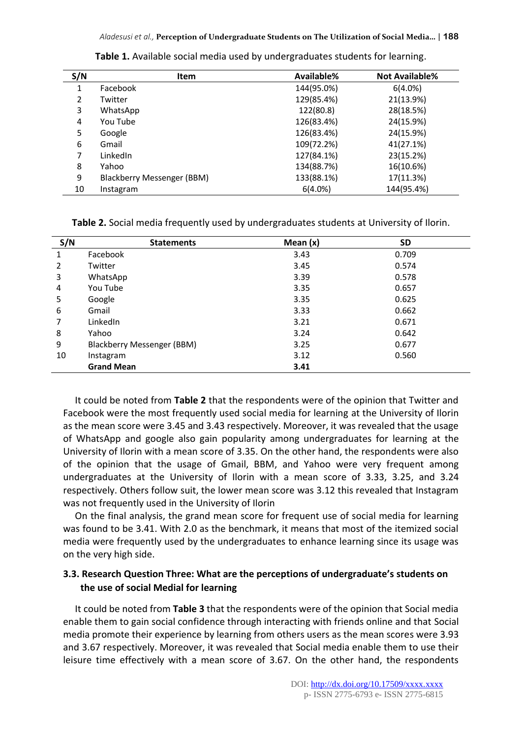**Table 1.** Available social media used by undergraduates students for learning.

| S/N | Item | Available% | Not Available% |
|---|---|---|---|
| 1 | Facebook | 144(95.0%) | 6(4.0%) |
| 2 | Twitter | 129(85.4%) | 21(13.9%) |
| 3 | WhatsApp | 122(80.8) | 28(18.5%) |
| 4 | You Tube | 126(83.4%) | 24(15.9%) |
| 5 | Google | 126(83.4%) | 24(15.9%) |
| 6 | Gmail | 109(72.2%) | 41(27.1%) |
| 7 | LinkedIn | 127(84.1%) | 23(15.2%) |
| 8 | Yahoo | 134(88.7%) | 16(10.6%) |
| 9 | Blackberry Messenger (BBM) | 133(88.1%) | 17(11.3%) |
| 10 | Instagram | 6(4.0%) | 144(95.4%) |

**Table 2.** Social media frequently used by undergraduates students at University of Ilorin.

| S/N | Statements | Mean (x) | SD |
|---|---|---|---|
| 1 | Facebook | 3.43 | 0.709 |
| 2 | Twitter | 3.45 | 0.574 |
| 3 | WhatsApp | 3.39 | 0.578 |
| 4 | You Tube | 3.35 | 0.657 |
| 5 | Google | 3.35 | 0.625 |
| 6 | Gmail | 3.33 | 0.662 |
| 7 | LinkedIn | 3.21 | 0.671 |
| 8 | Yahoo | 3.24 | 0.642 |
| 9 | Blackberry Messenger (BBM) | 3.25 | 0.677 |
| 10 | Instagram | 3.12 | 0.560 |
| | **Grand Mean** | **3.41** | |

It could be noted from **Table 2** that the respondents were of the opinion that Twitter and Facebook were the most frequently used social media for learning at the University of Ilorin as the mean score were 3.45 and 3.43 respectively. Moreover, it was revealed that the usage of WhatsApp and google also gain popularity among undergraduates for learning at the University of Ilorin with a mean score of 3.35. On the other hand, the respondents were also of the opinion that the usage of Gmail, BBM, and Yahoo were very frequent among undergraduates at the University of Ilorin with a mean score of 3.33, 3.25, and 3.24 respectively. Others follow suit, the lower mean score was 3.12 this revealed that Instagram was not frequently used in the University of Ilorin

On the final analysis, the grand mean score for frequent use of social media for learning was found to be 3.41. With 2.0 as the benchmark, it means that most of the itemized social media were frequently used by the undergraduates to enhance learning since its usage was on the very high side.

### 3.3. Research Question Three: What are the perceptions of undergraduate's students on the use of social Medial for learning

It could be noted from **Table 3** that the respondents were of the opinion that Social media enable them to gain social confidence through interacting with friends online and that Social media promote their experience by learning from others users as the mean scores were 3.93 and 3.67 respectively. Moreover, it was revealed that Social media enable them to use their leisure time effectively with a mean score of 3.67. On the other hand, the respondents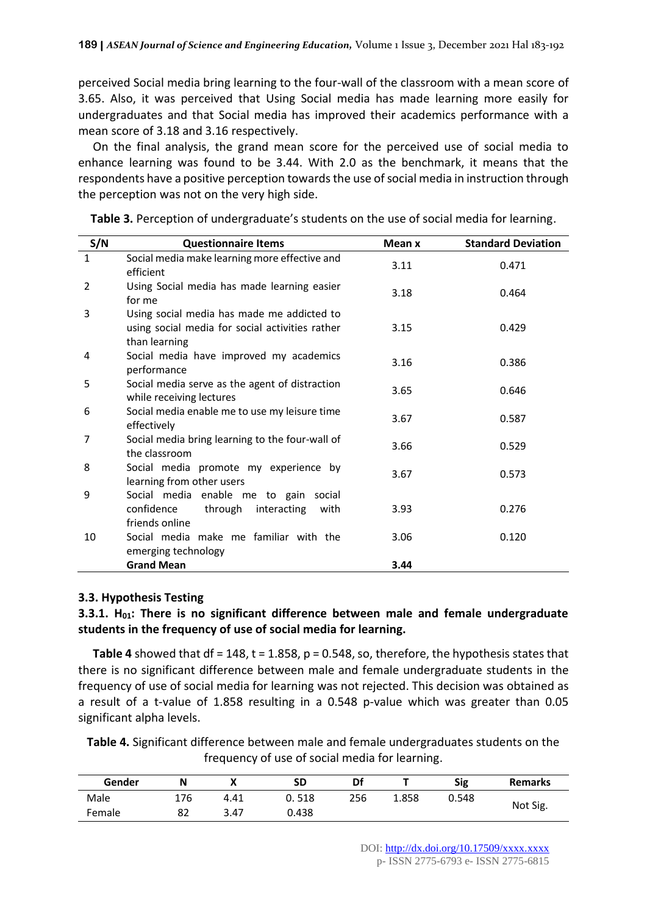perceived Social media bring learning to the four-wall of the classroom with a mean score of 3.65. Also, it was perceived that Using Social media has made learning more easily for undergraduates and that Social media has improved their academics performance with a mean score of 3.18 and 3.16 respectively.

On the final analysis, the grand mean score for the perceived use of social media to enhance learning was found to be 3.44. With 2.0 as the benchmark, it means that the respondents have a positive perception towards the use of social media in instruction through the perception was not on the very high side.

**Table 3.** Perception of undergraduate's students on the use of social media for learning.

| S/N | Questionnaire Items | Mean x | Standard Deviation |
|---|---|---|---|
| 1 | Social media make learning more effective and efficient | 3.11 | 0.471 |
| 2 | Using Social media has made learning easier for me | 3.18 | 0.464 |
| 3 | Using social media has made me addicted to using social media for social activities rather than learning | 3.15 | 0.429 |
| 4 | Social media have improved my academics performance | 3.16 | 0.386 |
| 5 | Social media serve as the agent of distraction while receiving lectures | 3.65 | 0.646 |
| 6 | Social media enable me to use my leisure time effectively | 3.67 | 0.587 |
| 7 | Social media bring learning to the four-wall of the classroom | 3.66 | 0.529 |
| 8 | Social media promote my experience by learning from other users | 3.67 | 0.573 |
| 9 | Social media enable me to gain social confidence through interacting with friends online | 3.93 | 0.276 |
| 10 | Social media make me familiar with the emerging technology | 3.06 | 0.120 |
| | **Grand Mean** | **3.44** | |

### 3.3. Hypothesis Testing

#### 3.3.1. $H_{01}$: There is no significant difference between male and female undergraduate students in the frequency of use of social media for learning.

**Table 4** showed that df = 148, t = 1.858, p = 0.548, so, therefore, the hypothesis states that there is no significant difference between male and female undergraduate students in the frequency of use of social media for learning was not rejected. This decision was obtained as a result of a t-value of 1.858 resulting in a 0.548 p-value which was greater than 0.05 significant alpha levels.

**Table 4.** Significant difference between male and female undergraduates students on the frequency of use of social media for learning.

| Gender | N | X | SD | Df | T | Sig | Remarks |
|---|---|---|---|---|---|---|---|
| Male | 176 | 4.41 | 0. 518 | 256 | 1.858 | 0.548 | Not Sig. |
| Female | 82 | 3.47 | 0.438 | | | | |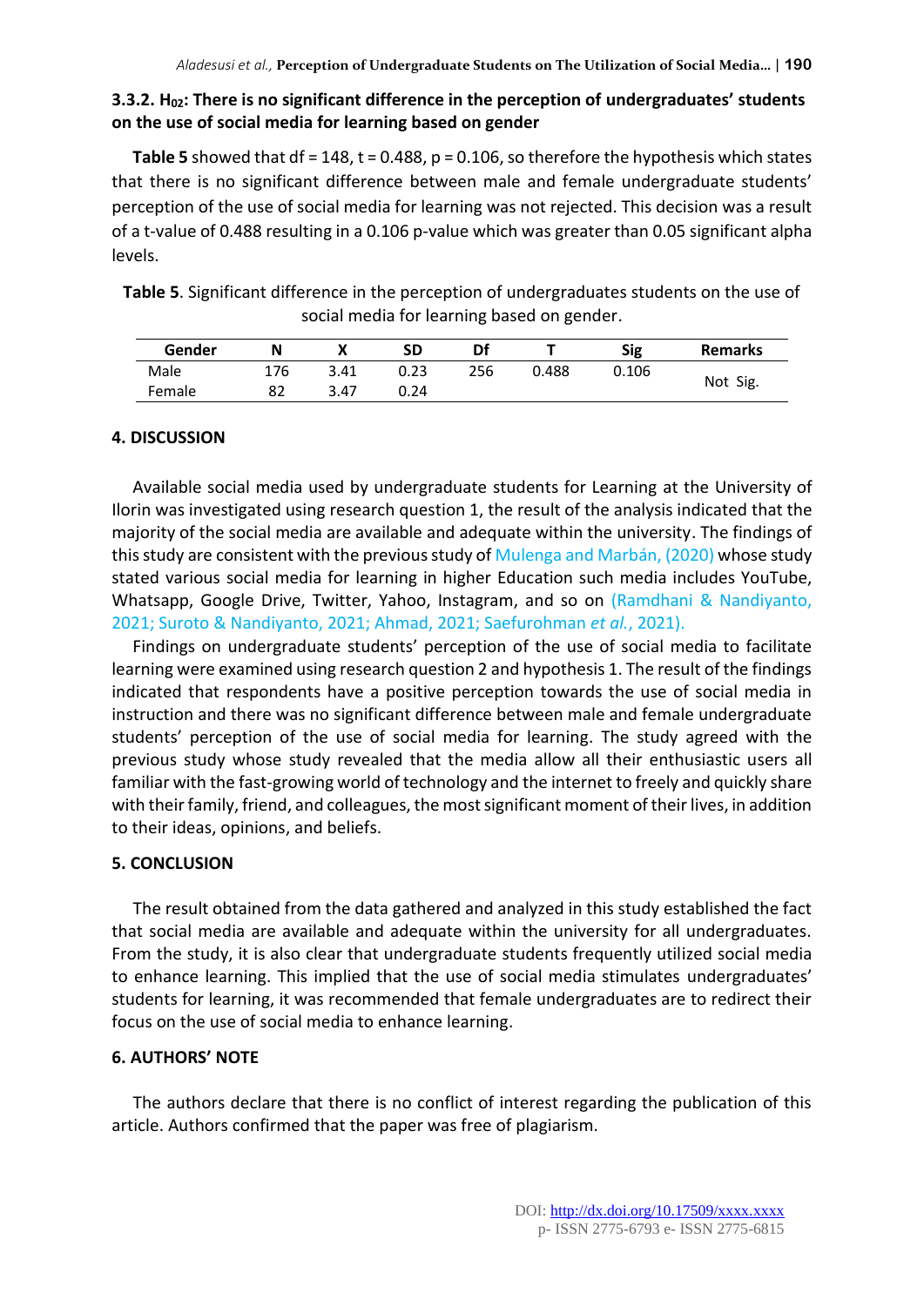### 3.3.2. $H_{02}$: There is no significant difference in the perception of undergraduates' students on the use of social media for learning based on gender

**Table 5** showed that df = 148, t = 0.488, p = 0.106, so therefore the hypothesis which states that there is no significant difference between male and female undergraduate students' perception of the use of social media for learning was not rejected. This decision was a result of a t-value of 0.488 resulting in a 0.106 p-value which was greater than 0.05 significant alpha levels.

**Table 5**. Significant difference in the perception of undergraduates students on the use of social media for learning based on gender.

| Gender | N | X | SD | Df | T | Sig | Remarks |
|---|---|---|---|---|---|---|---|
| Male | 176 | 3.41 | 0.23 | 256 | 0.488 | 0.106 | Not Sig. |
| Female | 82 | 3.47 | 0.24 | | | | |

## 4. DISCUSSION

Available social media used by undergraduate students for Learning at the University of Ilorin was investigated using research question 1, the result of the analysis indicated that the majority of the social media are available and adequate within the university. The findings of this study are consistent with the previous study of Mulenga and Marbán, (2020) whose study stated various social media for learning in higher Education such media includes YouTube, Whatsapp, Google Drive, Twitter, Yahoo, Instagram, and so on (Ramdhani & Nandiyanto, 2021; Suroto & Nandiyanto, 2021; Ahmad, 2021; Saefurohman *et al.*, 2021).

Findings on undergraduate students' perception of the use of social media to facilitate learning were examined using research question 2 and hypothesis 1. The result of the findings indicated that respondents have a positive perception towards the use of social media in instruction and there was no significant difference between male and female undergraduate students' perception of the use of social media for learning. The study agreed with the previous study whose study revealed that the media allow all their enthusiastic users all familiar with the fast-growing world of technology and the internet to freely and quickly share with their family, friend, and colleagues, the most significant moment of their lives, in addition to their ideas, opinions, and beliefs.

## 5. CONCLUSION

The result obtained from the data gathered and analyzed in this study established the fact that social media are available and adequate within the university for all undergraduates. From the study, it is also clear that undergraduate students frequently utilized social media to enhance learning. This implied that the use of social media stimulates undergraduates' students for learning, it was recommended that female undergraduates are to redirect their focus on the use of social media to enhance learning.

## 6. AUTHORS' NOTE

The authors declare that there is no conflict of interest regarding the publication of this article. Authors confirmed that the paper was free of plagiarism.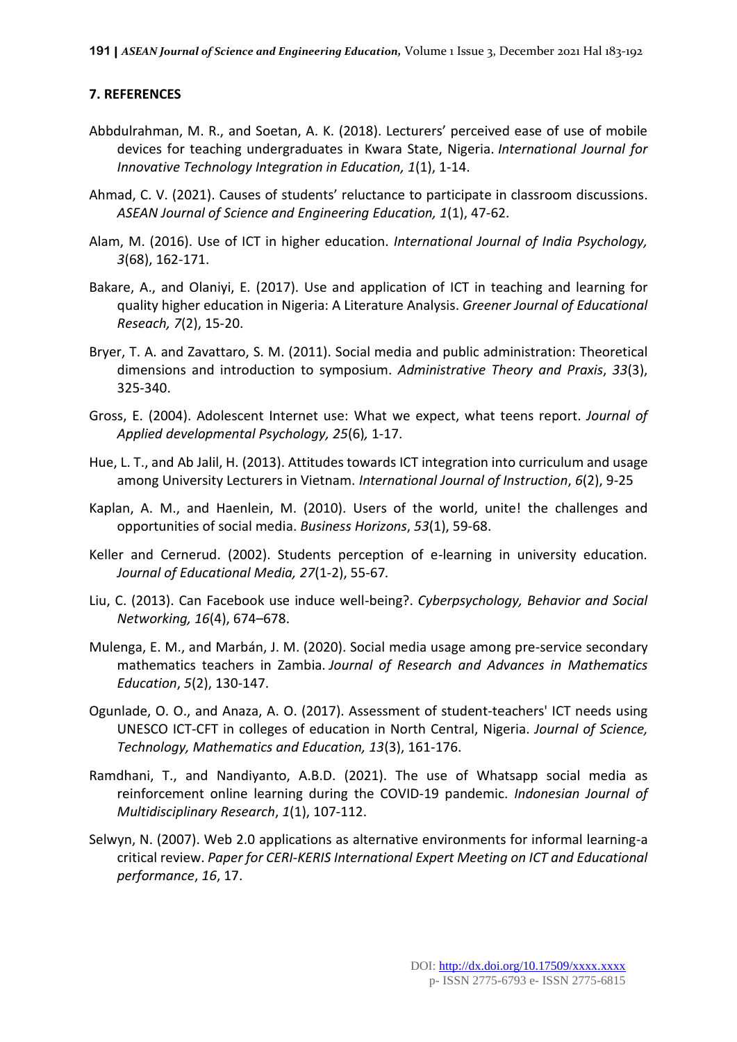## 7. REFERENCES

Abbdulrahman, M. R., and Soetan, A. K. (2018). Lecturers' perceived ease of use of mobile devices for teaching undergraduates in Kwara State, Nigeria. *International Journal for Innovative Technology Integration in Education, 1*(1), 1-14.

Ahmad, C. V. (2021). Causes of students' reluctance to participate in classroom discussions. *ASEAN Journal of Science and Engineering Education, 1*(1), 47-62.

Alam, M. (2016). Use of ICT in higher education. *International Journal of India Psychology, 3*(68), 162-171.

Bakare, A., and Olaniyi, E. (2017). Use and application of ICT in teaching and learning for quality higher education in Nigeria: A Literature Analysis. *Greener Journal of Educational Reseach, 7*(2), 15-20.

Bryer, T. A. and Zavattaro, S. M. (2011). Social media and public administration: Theoretical dimensions and introduction to symposium. *Administrative Theory and Praxis*, *33*(3), 325-340.

Gross, E. (2004). Adolescent Internet use: What we expect, what teens report. *Journal of Applied developmental Psychology, 25*(6)*,* 1-17.

Hue, L. T., and Ab Jalil, H. (2013). Attitudes towards ICT integration into curriculum and usage among University Lecturers in Vietnam. *International Journal of Instruction*, *6*(2), 9-25

Kaplan, A. M., and Haenlein, M. (2010). Users of the world, unite! the challenges and opportunities of social media. *Business Horizons*, *53*(1), 59-68.

Keller and Cernerud. (2002). Students perception of e-learning in university education. *Journal of Educational Media, 27*(1-2), 55-67*.*

Liu, C. (2013). Can Facebook use induce well-being?. *Cyberpsychology, Behavior and Social Networking, 16*(4), 674–678.

Mulenga, E. M., and Marbán, J. M. (2020). Social media usage among pre-service secondary mathematics teachers in Zambia. *Journal of Research and Advances in Mathematics Education*, *5*(2), 130-147.

Ogunlade, O. O., and Anaza, A. O. (2017). Assessment of student-teachers' ICT needs using UNESCO ICT-CFT in colleges of education in North Central, Nigeria. *Journal of Science, Technology, Mathematics and Education, 13*(3), 161-176.

Ramdhani, T., and Nandiyanto, A.B.D. (2021). The use of Whatsapp social media as reinforcement online learning during the COVID-19 pandemic. *Indonesian Journal of Multidisciplinary Research*, *1*(1), 107-112.

Selwyn, N. (2007). Web 2.0 applications as alternative environments for informal learning-a critical review. *Paper for CERI-KERIS International Expert Meeting on ICT and Educational performance*, *16*, 17.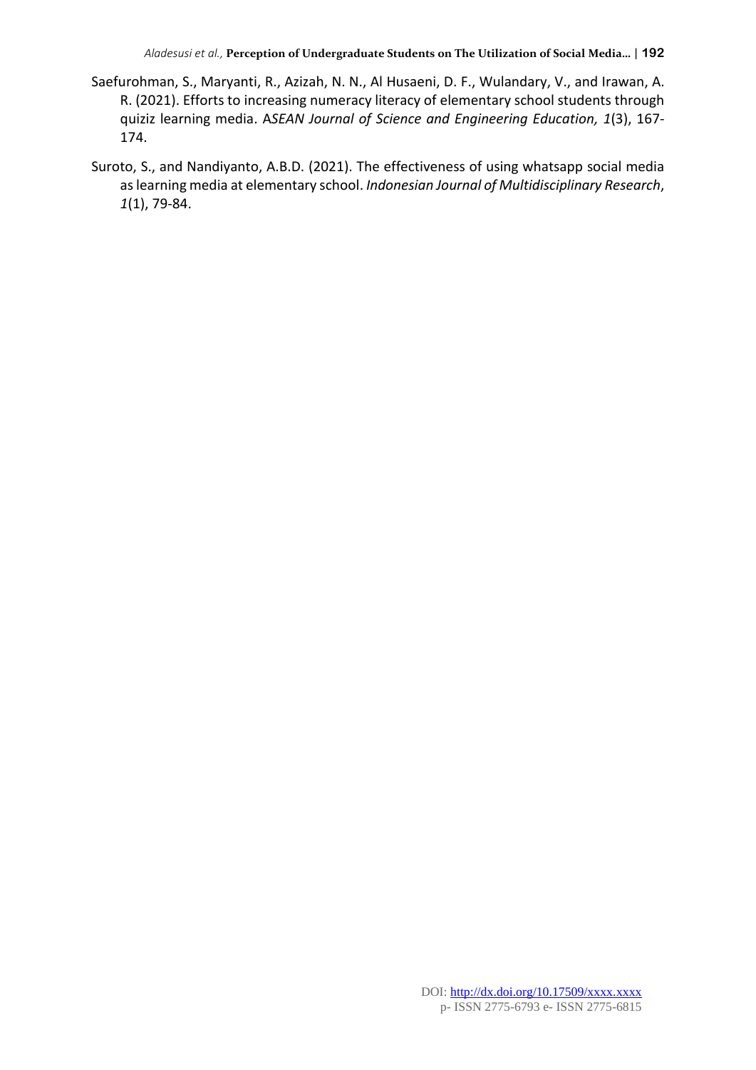Saefurohman, S., Maryanti, R., Azizah, N. N., Al Husaeni, D. F., Wulandary, V., and Irawan, A. R. (2021). Efforts to increasing numeracy literacy of elementary school students through quiziz learning media. A*SEAN Journal of Science and Engineering Education, 1*(3), 167-174.

Suroto, S., and Nandiyanto, A.B.D. (2021). The effectiveness of using whatsapp social media as learning media at elementary school. *Indonesian Journal of Multidisciplinary Research*, *1*(1), 79-84.